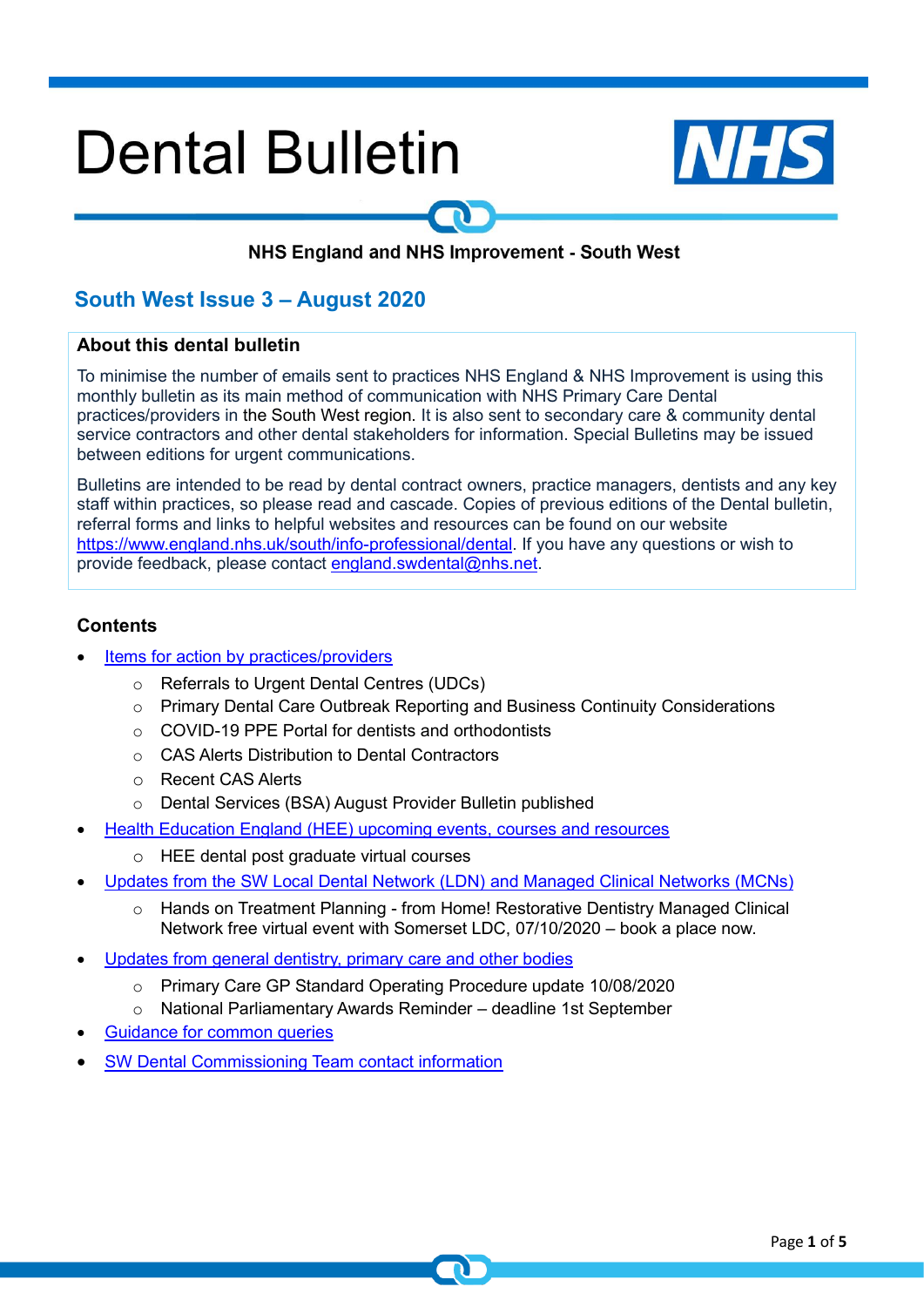# Dental Bulletin

NHS England and NHS Improvement - South West

## South West Issue 3 – August 2020

### About this dental bulletin

To minimise the number of emails sent to practices NHS England & NHS Improvement is using this monthly bulletin as its main method of communication with NHS Primary Care Dental practices/providers in the South West region. It is also sent to secondary care & community dental service contractors and other dental stakeholders for information. Special Bulletins may be issued between editions for urgent communications.

Bulletins are intended to be read by dental contract owners, practice managers, dentists and any key staff within practices, so please read and cascade. Copies of previous editions of the Dental bulletin, referral forms and links to helpful websites and resources can be found on our website https://www.england.nhs.uk/south/info-professional/dental. If you have any questions or wish to provide feedback, please contact england.swdental@nhs.net.

### Contents

- Items for action by practices/providers
  - Referrals to Urgent Dental Centres (UDCs)
  - Primary Dental Care Outbreak Reporting and Business Continuity Considerations
  - COVID-19 PPE Portal for dentists and orthodontists
  - CAS Alerts Distribution to Dental Contractors
  - Recent CAS Alerts
  - Dental Services (BSA) August Provider Bulletin published
- Health Education England (HEE) upcoming events, courses and resources
  - HEE dental post graduate virtual courses
- Updates from the SW Local Dental Network (LDN) and Managed Clinical Networks (MCNs)
  - Hands on Treatment Planning - from Home! Restorative Dentistry Managed Clinical Network free virtual event with Somerset LDC, 07/10/2020 – book a place now.
- Updates from general dentistry, primary care and other bodies
  - Primary Care GP Standard Operating Procedure update 10/08/2020
  - National Parliamentary Awards Reminder – deadline 1st September
- Guidance for common queries
- SW Dental Commissioning Team contact information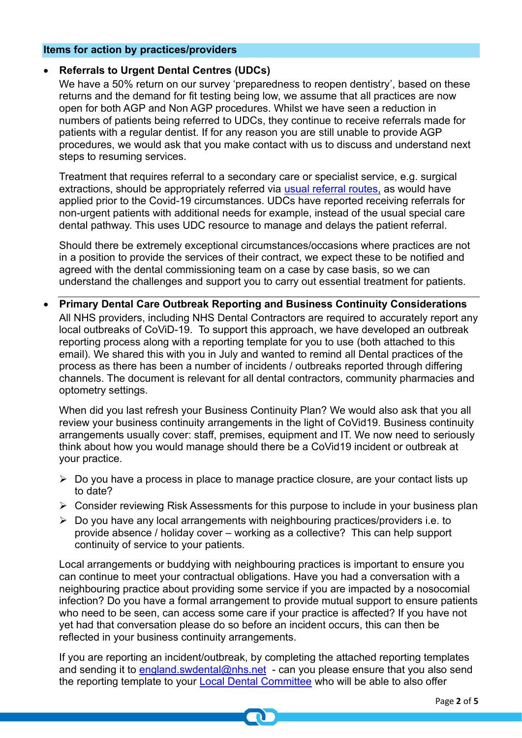## Items for action by practices/providers

- **Referrals to Urgent Dental Centres (UDCs)**
  We have a 50% return on our survey 'preparedness to reopen dentistry', based on these returns and the demand for fit testing being low, we assume that all practices are now open for both AGP and Non AGP procedures. Whilst we have seen a reduction in numbers of patients being referred to UDCs, they continue to receive referrals made for patients with a regular dentist. If for any reason you are still unable to provide AGP procedures, we would ask that you make contact with us to discuss and understand next steps to resuming services.

  Treatment that requires referral to a secondary care or specialist service, e.g. surgical extractions, should be appropriately referred via usual referral routes, as would have applied prior to the Covid-19 circumstances. UDCs have reported receiving referrals for non-urgent patients with additional needs for example, instead of the usual special care dental pathway. This uses UDC resource to manage and delays the patient referral.

  Should there be extremely exceptional circumstances/occasions where practices are not in a position to provide the services of their contract, we expect these to be notified and agreed with the dental commissioning team on a case by case basis, so we can understand the challenges and support you to carry out essential treatment for patients.

- **Primary Dental Care Outbreak Reporting and Business Continuity Considerations**
  All NHS providers, including NHS Dental Contractors are required to accurately report any local outbreaks of CoViD-19. To support this approach, we have developed an outbreak reporting process along with a reporting template for you to use (both attached to this email). We shared this with you in July and wanted to remind all Dental practices of the process as there has been a number of incidents / outbreaks reported through differing channels. The document is relevant for all dental contractors, community pharmacies and optometry settings.

  When did you last refresh your Business Continuity Plan? We would also ask that you all review your business continuity arrangements in the light of CoVid19. Business continuity arrangements usually cover: staff, premises, equipment and IT. We now need to seriously think about how you would manage should there be a CoVid19 incident or outbreak at your practice.

  - Do you have a process in place to manage practice closure, are your contact lists up to date?
  - Consider reviewing Risk Assessments for this purpose to include in your business plan
  - Do you have any local arrangements with neighbouring practices/providers i.e. to provide absence / holiday cover – working as a collective? This can help support continuity of service to your patients.

  Local arrangements or buddying with neighbouring practices is important to ensure you can continue to meet your contractual obligations. Have you had a conversation with a neighbouring practice about providing some service if you are impacted by a nosocomial infection? Do you have a formal arrangement to provide mutual support to ensure patients who need to be seen, can access some care if your practice is affected? If you have not yet had that conversation please do so before an incident occurs, this can then be reflected in your business continuity arrangements.

  If you are reporting an incident/outbreak, by completing the attached reporting templates and sending it to england.swdental@nhs.net - can you please ensure that you also send the reporting template to your Local Dental Committee who will be able to also offer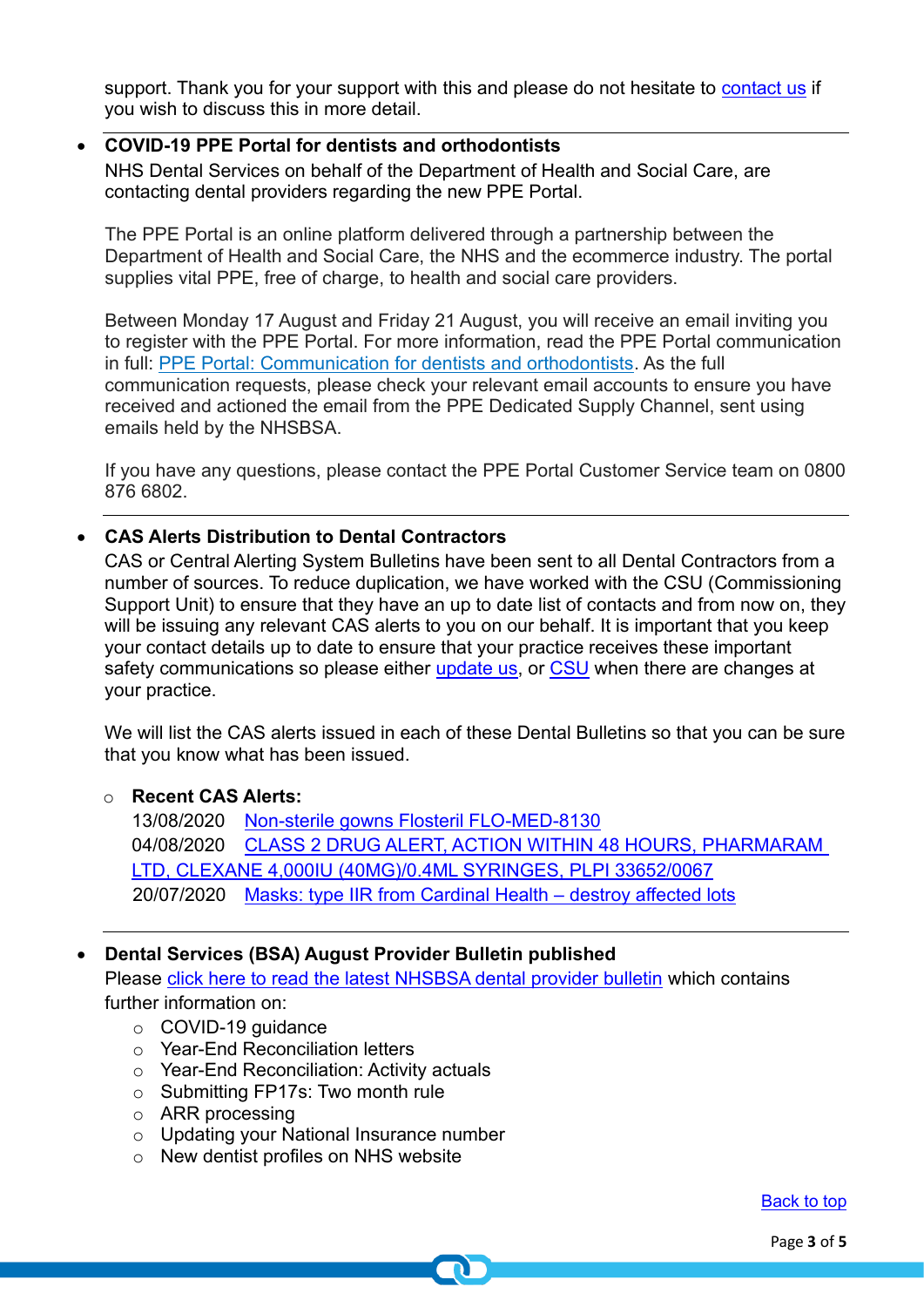support. Thank you for your support with this and please do not hesitate to contact us if you wish to discuss this in more detail.

---

- **COVID-19 PPE Portal for dentists and orthodontists**

  NHS Dental Services on behalf of the Department of Health and Social Care, are contacting dental providers regarding the new PPE Portal.

  The PPE Portal is an online platform delivered through a partnership between the Department of Health and Social Care, the NHS and the ecommerce industry. The portal supplies vital PPE, free of charge, to health and social care providers.

  Between Monday 17 August and Friday 21 August, you will receive an email inviting you to register with the PPE Portal. For more information, read the PPE Portal communication in full: PPE Portal: Communication for dentists and orthodontists. As the full communication requests, please check your relevant email accounts to ensure you have received and actioned the email from the PPE Dedicated Supply Channel, sent using emails held by the NHSBSA.

  If you have any questions, please contact the PPE Portal Customer Service team on 0800 876 6802.

---

- **CAS Alerts Distribution to Dental Contractors**

  CAS or Central Alerting System Bulletins have been sent to all Dental Contractors from a number of sources. To reduce duplication, we have worked with the CSU (Commissioning Support Unit) to ensure that they have an up to date list of contacts and from now on, they will be issuing any relevant CAS alerts to you on our behalf. It is important that you keep your contact details up to date to ensure that your practice receives these important safety communications so please either update us, or CSU when there are changes at your practice.

  We will list the CAS alerts issued in each of these Dental Bulletins so that you can be sure that you know what has been issued.

  - **Recent CAS Alerts:**

    13/08/2020 Non-sterile gowns Flosteril FLO-MED-8130
    04/08/2020 CLASS 2 DRUG ALERT, ACTION WITHIN 48 HOURS, PHARMARAM LTD, CLEXANE 4,000IU (40MG)/0.4ML SYRINGES, PLPI 33652/0067
    20/07/2020 Masks: type IIR from Cardinal Health – destroy affected lots

---

- **Dental Services (BSA) August Provider Bulletin published**

  Please click here to read the latest NHSBSA dental provider bulletin which contains further information on:

  - COVID-19 guidance
  - Year-End Reconciliation letters
  - Year-End Reconciliation: Activity actuals
  - Submitting FP17s: Two month rule
  - ARR processing
  - Updating your National Insurance number
  - New dentist profiles on NHS website

Back to top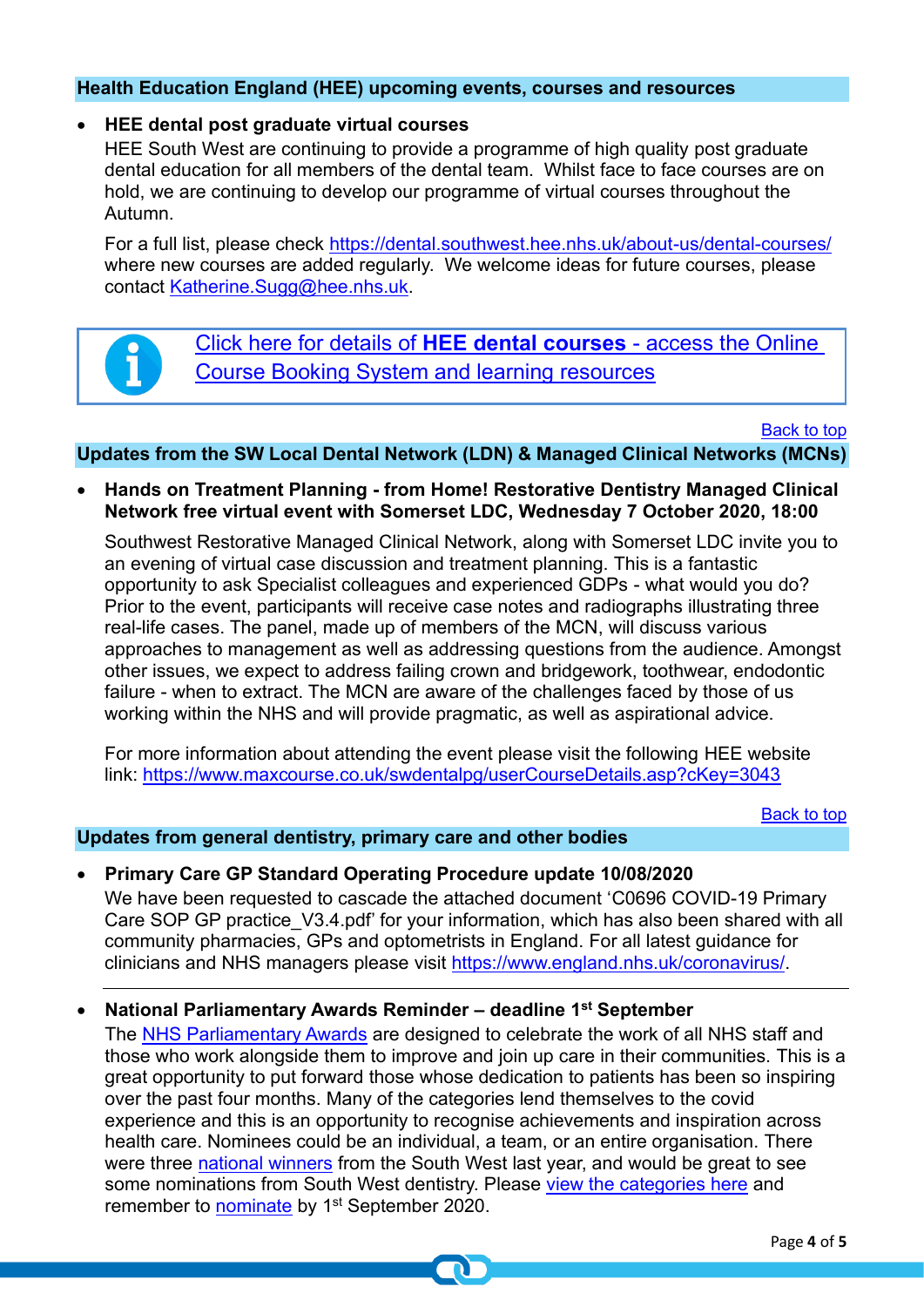## Health Education England (HEE) upcoming events, courses and resources

- **HEE dental post graduate virtual courses**

  HEE South West are continuing to provide a programme of high quality post graduate dental education for all members of the dental team. Whilst face to face courses are on hold, we are continuing to develop our programme of virtual courses throughout the Autumn.

  For a full list, please check https://dental.southwest.hee.nhs.uk/about-us/dental-courses/ where new courses are added regularly. We welcome ideas for future courses, please contact Katherine.Sugg@hee.nhs.uk.

> Click here for details of **HEE dental courses** - access the Online Course Booking System and learning resources

Back to top

## Updates from the SW Local Dental Network (LDN) & Managed Clinical Networks (MCNs)

- **Hands on Treatment Planning - from Home! Restorative Dentistry Managed Clinical Network free virtual event with Somerset LDC, Wednesday 7 October 2020, 18:00**

  Southwest Restorative Managed Clinical Network, along with Somerset LDC invite you to an evening of virtual case discussion and treatment planning. This is a fantastic opportunity to ask Specialist colleagues and experienced GDPs - what would you do? Prior to the event, participants will receive case notes and radiographs illustrating three real-life cases. The panel, made up of members of the MCN, will discuss various approaches to management as well as addressing questions from the audience. Amongst other issues, we expect to address failing crown and bridgework, toothwear, endodontic failure - when to extract. The MCN are aware of the challenges faced by those of us working within the NHS and will provide pragmatic, as well as aspirational advice.

  For more information about attending the event please visit the following HEE website link: https://www.maxcourse.co.uk/swdentalpg/userCourseDetails.asp?cKey=3043

Back to top

## Updates from general dentistry, primary care and other bodies

- **Primary Care GP Standard Operating Procedure update 10/08/2020**

  We have been requested to cascade the attached document 'C0696 COVID-19 Primary Care SOP GP practice_V3.4.pdf' for your information, which has also been shared with all community pharmacies, GPs and optometrists in England. For all latest guidance for clinicians and NHS managers please visit https://www.england.nhs.uk/coronavirus/.

---

- **National Parliamentary Awards Reminder – deadline 1st September**

  The NHS Parliamentary Awards are designed to celebrate the work of all NHS staff and those who work alongside them to improve and join up care in their communities. This is a great opportunity to put forward those whose dedication to patients has been so inspiring over the past four months. Many of the categories lend themselves to the covid experience and this is an opportunity to recognise achievements and inspiration across health care. Nominees could be an individual, a team, or an entire organisation. There were three national winners from the South West last year, and would be great to see some nominations from South West dentistry. Please view the categories here and remember to nominate by 1st September 2020.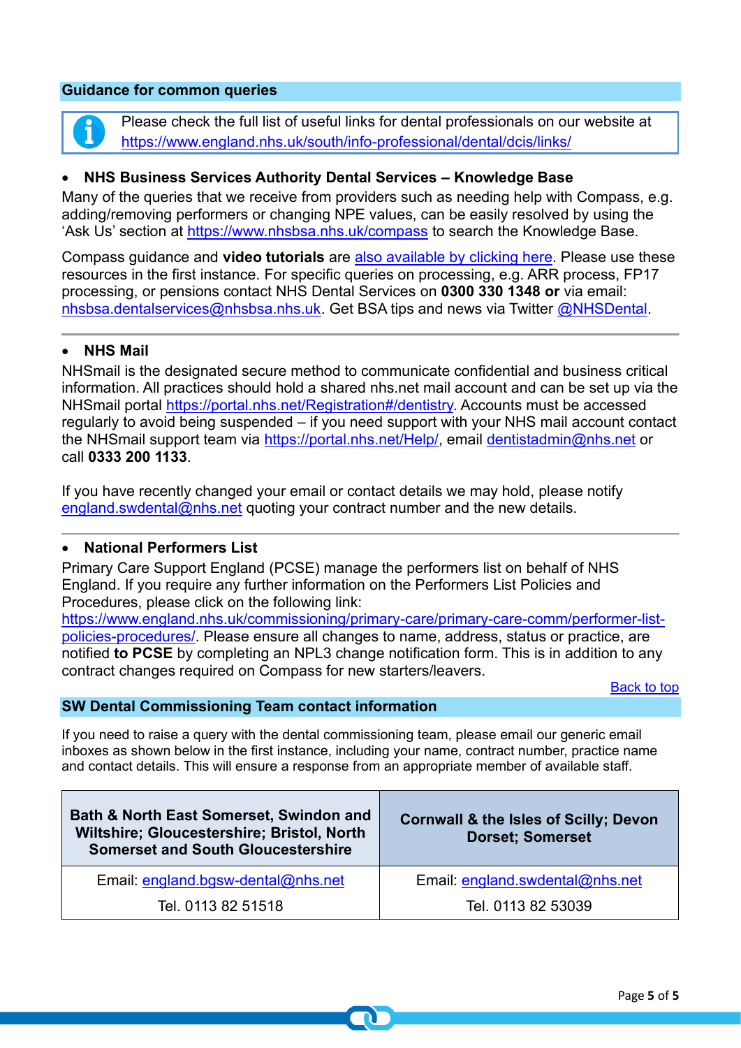## Guidance for common queries

Please check the full list of useful links for dental professionals on our website at https://www.england.nhs.uk/south/info-professional/dental/dcis/links/

- **NHS Business Services Authority Dental Services – Knowledge Base**

Many of the queries that we receive from providers such as needing help with Compass, e.g. adding/removing performers or changing NPE values, can be easily resolved by using the 'Ask Us' section at https://www.nhsbsa.nhs.uk/compass to search the Knowledge Base.

Compass guidance and **video tutorials** are also available by clicking here. Please use these resources in the first instance. For specific queries on processing, e.g. ARR process, FP17 processing, or pensions contact NHS Dental Services on **0300 330 1348 or** via email: nhsbsa.dentalservices@nhsbsa.nhs.uk. Get BSA tips and news via Twitter @NHSDental.

---

- **NHS Mail**

NHSmail is the designated secure method to communicate confidential and business critical information. All practices should hold a shared nhs.net mail account and can be set up via the NHSmail portal https://portal.nhs.net/Registration#/dentistry. Accounts must be accessed regularly to avoid being suspended – if you need support with your NHS mail account contact the NHSmail support team via https://portal.nhs.net/Help/, email dentistadmin@nhs.net or call **0333 200 1133**.

If you have recently changed your email or contact details we may hold, please notify england.swdental@nhs.net quoting your contract number and the new details.

---

- **National Performers List**

Primary Care Support England (PCSE) manage the performers list on behalf of NHS England. If you require any further information on the Performers List Policies and Procedures, please click on the following link: https://www.england.nhs.uk/commissioning/primary-care/primary-care-comm/performer-list-policies-procedures/. Please ensure all changes to name, address, status or practice, are notified **to PCSE** by completing an NPL3 change notification form. This is in addition to any contract changes required on Compass for new starters/leavers.

Back to top

## SW Dental Commissioning Team contact information

If you need to raise a query with the dental commissioning team, please email our generic email inboxes as shown below in the first instance, including your name, contract number, practice name and contact details. This will ensure a response from an appropriate member of available staff.

| **Bath & North East Somerset, Swindon and Wiltshire; Gloucestershire; Bristol, North Somerset and South Gloucestershire** | **Cornwall & the Isles of Scilly; Devon Dorset; Somerset** |
|---|---|
| Email: england.bgsw-dental@nhs.net<br>Tel. 0113 82 51518 | Email: england.swdental@nhs.net<br>Tel. 0113 82 53039 |